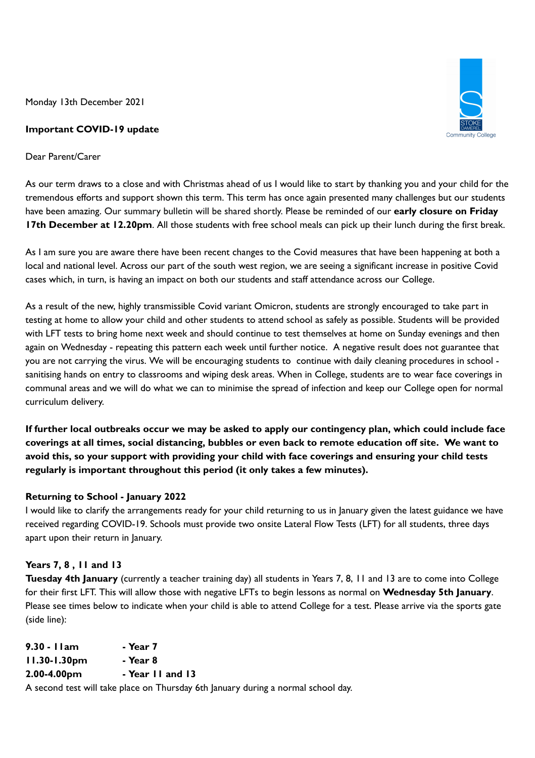Monday 13th December 2021

**Important COVID-19 update**

Dear Parent/Carer

As our term draws to a close and with Christmas ahead of us I would like to start by thanking you and your child for the tremendous efforts and support shown this term. This term has once again presented many challenges but our students have been amazing. Our summary bulletin will be shared shortly. Please be reminded of our **early closure on Friday 17th December at 12.20pm**. All those students with free school meals can pick up their lunch during the first break.

As I am sure you are aware there have been recent changes to the Covid measures that have been happening at both a local and national level. Across our part of the south west region, we are seeing a significant increase in positive Covid cases which, in turn, is having an impact on both our students and staff attendance across our College.

As a result of the new, highly transmissible Covid variant Omicron, students are strongly encouraged to take part in testing at home to allow your child and other students to attend school as safely as possible. Students will be provided with LFT tests to bring home next week and should continue to test themselves at home on Sunday evenings and then again on Wednesday - repeating this pattern each week until further notice. A negative result does not guarantee that you are not carrying the virus. We will be encouraging students to continue with daily cleaning procedures in school - sanitising hands on entry to classrooms and wiping desk areas. When in College, students are to wear face coverings in communal areas and we will do what we can to minimise the spread of infection and keep our College open for normal curriculum delivery.

**If further local outbreaks occur we may be asked to apply our contingency plan, which could include face coverings at all times, social distancing, bubbles or even back to remote education off site. We want to avoid this, so your support with providing your child with face coverings and ensuring your child tests regularly is important throughout this period (it only takes a few minutes).**

**Returning to School - January 2022**

I would like to clarify the arrangements ready for your child returning to us in January given the latest guidance we have received regarding COVID-19. Schools must provide two onsite Lateral Flow Tests (LFT) for all students, three days apart upon their return in January.

**Years 7, 8 , 11 and 13**

**Tuesday 4th January** (currently a teacher training day) all students in Years 7, 8, 11 and 13 are to come into College for their first LFT. This will allow those with negative LFTs to begin lessons as normal on **Wednesday 5th January**. Please see times below to indicate when your child is able to attend College for a test. Please arrive via the sports gate (side line):

**9.30 - 11am** **- Year 7**
**11.30-1.30pm** **- Year 8**
**2.00-4.00pm** **- Year 11 and 13**

A second test will take place on Thursday 6th January during a normal school day.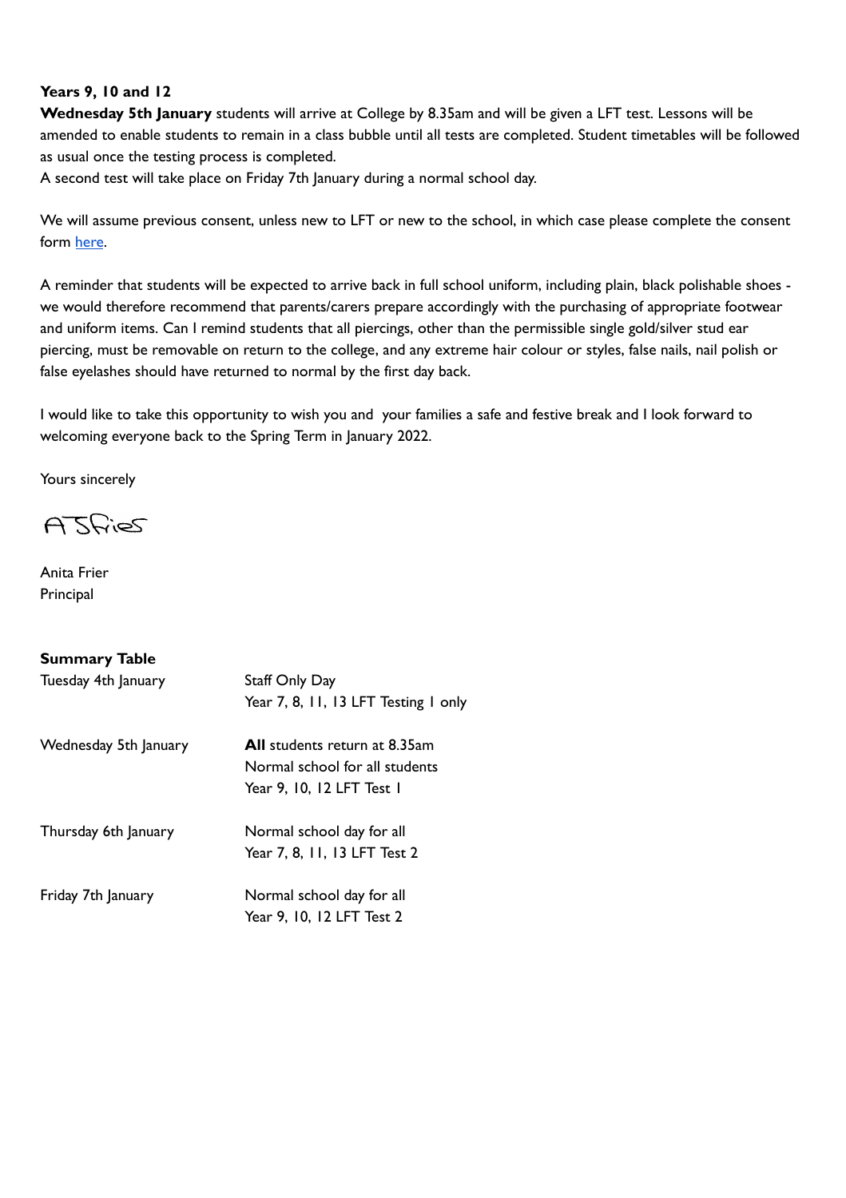**Years 9, 10 and 12**

**Wednesday 5th January** students will arrive at College by 8.35am and will be given a LFT test. Lessons will be amended to enable students to remain in a class bubble until all tests are completed. Student timetables will be followed as usual once the testing process is completed.

A second test will take place on Friday 7th January during a normal school day.

We will assume previous consent, unless new to LFT or new to the school, in which case please complete the consent form here.

A reminder that students will be expected to arrive back in full school uniform, including plain, black polishable shoes - we would therefore recommend that parents/carers prepare accordingly with the purchasing of appropriate footwear and uniform items. Can I remind students that all piercings, other than the permissible single gold/silver stud ear piercing, must be removable on return to the college, and any extreme hair colour or styles, false nails, nail polish or false eyelashes should have returned to normal by the first day back.

I would like to take this opportunity to wish you and your families a safe and festive break and I look forward to welcoming everyone back to the Spring Term in January 2022.

Yours sincerely

Anita Frier
Principal

**Summary Table**

| | |
|---|---|
| Tuesday 4th January | Staff Only Day<br>Year 7, 8, 11, 13 LFT Testing 1 only |
| Wednesday 5th January | **All** students return at 8.35am<br>Normal school for all students<br>Year 9, 10, 12 LFT Test 1 |
| Thursday 6th January | Normal school day for all<br>Year 7, 8, 11, 13 LFT Test 2 |
| Friday 7th January | Normal school day for all<br>Year 9, 10, 12 LFT Test 2 |